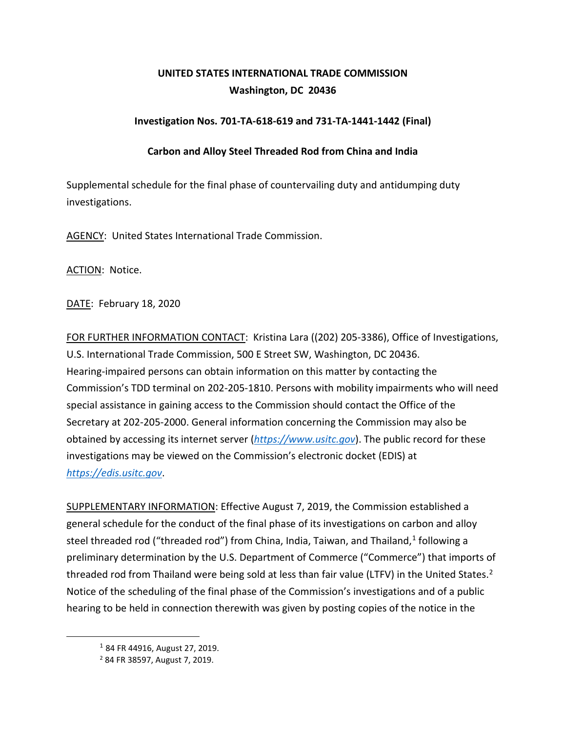**UNITED STATES INTERNATIONAL TRADE COMMISSION**
**Washington, DC 20436**

**Investigation Nos. 701-TA-618-619 and 731-TA-1441-1442 (Final)**

**Carbon and Alloy Steel Threaded Rod from China and India**

Supplemental schedule for the final phase of countervailing duty and antidumping duty investigations.

AGENCY: United States International Trade Commission.

ACTION: Notice.

DATE: February 18, 2020

FOR FURTHER INFORMATION CONTACT: Kristina Lara ((202) 205-3386), Office of Investigations, U.S. International Trade Commission, 500 E Street SW, Washington, DC 20436. Hearing-impaired persons can obtain information on this matter by contacting the Commission's TDD terminal on 202-205-1810. Persons with mobility impairments who will need special assistance in gaining access to the Commission should contact the Office of the Secretary at 202-205-2000. General information concerning the Commission may also be obtained by accessing its internet server (*https://www.usitc.gov*). The public record for these investigations may be viewed on the Commission's electronic docket (EDIS) at *https://edis.usitc.gov*.

SUPPLEMENTARY INFORMATION: Effective August 7, 2019, the Commission established a general schedule for the conduct of the final phase of its investigations on carbon and alloy steel threaded rod ("threaded rod") from China, India, Taiwan, and Thailand,[1] following a preliminary determination by the U.S. Department of Commerce ("Commerce") that imports of threaded rod from Thailand were being sold at less than fair value (LTFV) in the United States.[2] Notice of the scheduling of the final phase of the Commission's investigations and of a public hearing to be held in connection therewith was given by posting copies of the notice in the

---

[1] 84 FR 44916, August 27, 2019.

[2] 84 FR 38597, August 7, 2019.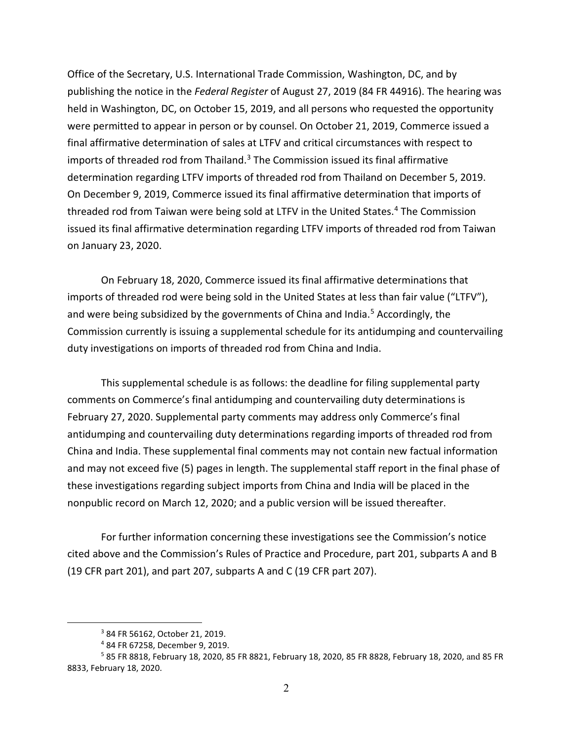Office of the Secretary, U.S. International Trade Commission, Washington, DC, and by publishing the notice in the *Federal Register* of August 27, 2019 (84 FR 44916). The hearing was held in Washington, DC, on October 15, 2019, and all persons who requested the opportunity were permitted to appear in person or by counsel. On October 21, 2019, Commerce issued a final affirmative determination of sales at LTFV and critical circumstances with respect to imports of threaded rod from Thailand.[3] The Commission issued its final affirmative determination regarding LTFV imports of threaded rod from Thailand on December 5, 2019. On December 9, 2019, Commerce issued its final affirmative determination that imports of threaded rod from Taiwan were being sold at LTFV in the United States.[4] The Commission issued its final affirmative determination regarding LTFV imports of threaded rod from Taiwan on January 23, 2020.

On February 18, 2020, Commerce issued its final affirmative determinations that imports of threaded rod were being sold in the United States at less than fair value ("LTFV"), and were being subsidized by the governments of China and India.[5] Accordingly, the Commission currently is issuing a supplemental schedule for its antidumping and countervailing duty investigations on imports of threaded rod from China and India.

This supplemental schedule is as follows: the deadline for filing supplemental party comments on Commerce's final antidumping and countervailing duty determinations is February 27, 2020. Supplemental party comments may address only Commerce's final antidumping and countervailing duty determinations regarding imports of threaded rod from China and India. These supplemental final comments may not contain new factual information and may not exceed five (5) pages in length. The supplemental staff report in the final phase of these investigations regarding subject imports from China and India will be placed in the nonpublic record on March 12, 2020; and a public version will be issued thereafter.

For further information concerning these investigations see the Commission's notice cited above and the Commission's Rules of Practice and Procedure, part 201, subparts A and B (19 CFR part 201), and part 207, subparts A and C (19 CFR part 207).

---

[3] 84 FR 56162, October 21, 2019.

[4] 84 FR 67258, December 9, 2019.

[5] 85 FR 8818, February 18, 2020, 85 FR 8821, February 18, 2020, 85 FR 8828, February 18, 2020, and 85 FR 8833, February 18, 2020.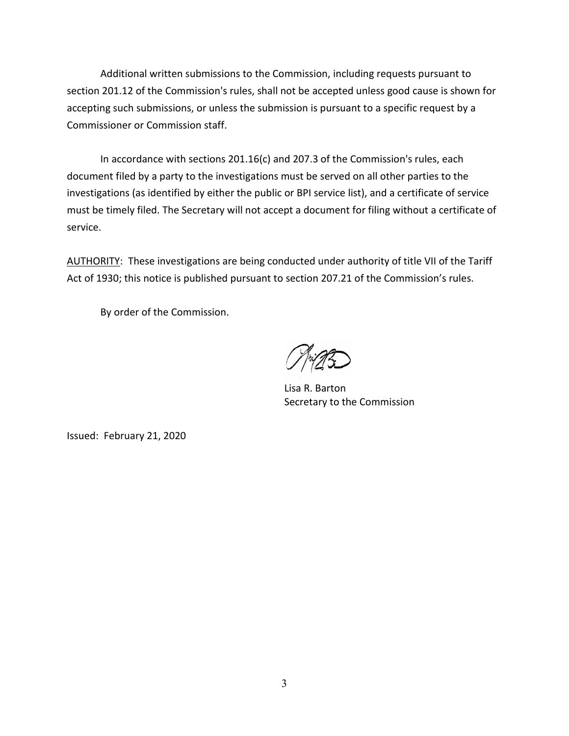Additional written submissions to the Commission, including requests pursuant to section 201.12 of the Commission's rules, shall not be accepted unless good cause is shown for accepting such submissions, or unless the submission is pursuant to a specific request by a Commissioner or Commission staff.

In accordance with sections 201.16(c) and 207.3 of the Commission's rules, each document filed by a party to the investigations must be served on all other parties to the investigations (as identified by either the public or BPI service list), and a certificate of service must be timely filed. The Secretary will not accept a document for filing without a certificate of service.

AUTHORITY: These investigations are being conducted under authority of title VII of the Tariff Act of 1930; this notice is published pursuant to section 207.21 of the Commission's rules.

By order of the Commission.

Lisa R. Barton
Secretary to the Commission

Issued: February 21, 2020